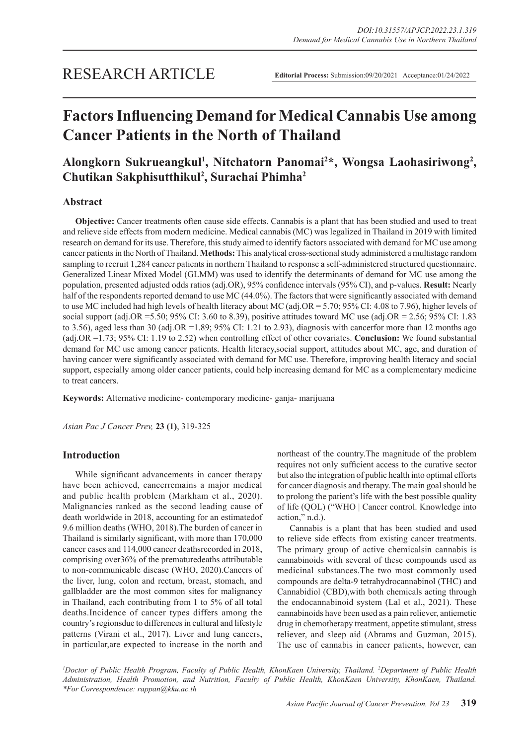RESEARCH ARTICLE

**Editorial Process:** Submission:09/20/2021 Acceptance:01/24/2022

# Factors Influencing Demand for Medical Cannabis Use among Cancer Patients in the North of Thailand

**Alongkorn Sukrueangkul[1], Nitchatorn Panomai[2]*, Wongsa Laohasiriwong[2], Chutikan Sakphisutthikul[2], Surachai Phimha[2]**

## Abstract

**Objective:** Cancer treatments often cause side effects. Cannabis is a plant that has been studied and used to treat and relieve side effects from modern medicine. Medical cannabis (MC) was legalized in Thailand in 2019 with limited research on demand for its use. Therefore, this study aimed to identify factors associated with demand for MC use among cancer patients in the North of Thailand. **Methods:** This analytical cross-sectional study administered a multistage random sampling to recruit 1,284 cancer patients in northern Thailand to response a self-administered structured questionnaire. Generalized Linear Mixed Model (GLMM) was used to identify the determinants of demand for MC use among the population, presented adjusted odds ratios (adj.OR), 95% confidence intervals (95% CI), and p-values. **Result:** Nearly half of the respondents reported demand to use MC (44.0%). The factors that were significantly associated with demand to use MC included had high levels of health literacy about MC (adj.OR = 5.70; 95% CI: 4.08 to 7.96), higher levels of social support (adj.OR =5.50; 95% CI: 3.60 to 8.39), positive attitudes toward MC use (adj.OR = 2.56; 95% CI: 1.83 to 3.56), aged less than 30 (adj.OR =1.89; 95% CI: 1.21 to 2.93), diagnosis with cancerfor more than 12 months ago (adj.OR =1.73; 95% CI: 1.19 to 2.52) when controlling effect of other covariates. **Conclusion:** We found substantial demand for MC use among cancer patients. Health literacy,social support, attitudes about MC, age, and duration of having cancer were significantly associated with demand for MC use. Therefore, improving health literacy and social support, especially among older cancer patients, could help increasing demand for MC as a complementary medicine to treat cancers.

**Keywords:** Alternative medicine- contemporary medicine- ganja- marijuana

*Asian Pac J Cancer Prev,* **23 (1)**, 319-325

## Introduction

While significant advancements in cancer therapy have been achieved, cancerremains a major medical and public health problem (Markham et al., 2020). Malignancies ranked as the second leading cause of death worldwide in 2018, accounting for an estimatedof 9.6 million deaths (WHO, 2018).The burden of cancer in Thailand is similarly significant, with more than 170,000 cancer cases and 114,000 cancer deathsrecorded in 2018, comprising over36% of the prematuredeaths attributabledof to non-communicable disease (WHO, 2020).Cancers of the liver, lung, colon and rectum, breast, stomach, and gallbladder are the most common sites for malignancy in Thailand, each contributing from 1 to 5% of all total deaths.Incidence of cancer types differs among the country's regionsdue to differences in cultural and lifestyle patterns (Virani et al., 2017). Liver and lung cancers, in particular,are expected to increase in the north and northeast of the country.The magnitude of the problem requires not only sufficient access to the curative sector but also the integration of public health into optimal efforts for cancer diagnosis and therapy. The main goal should be to prolong the patient's life with the best possible quality of life (QOL) ("WHO | Cancer control. Knowledge into action," n.d.).

Cannabis is a plant that has been studied and used to relieve side effects from existing cancer treatments. The primary group of active chemicalsin cannabis is cannabinoids with several of these compounds used as medicinal substances.The two most commonly used compounds are delta-9 tetrahydrocannabinol (THC) and Cannabidiol (CBD),with both chemicals acting through the endocannabinoid system (Lal et al., 2021). These cannabinoids have been used as a pain reliever, antiemetic drug in chemotherapy treatment, appetite stimulant, stress reliever, and sleep aid (Abrams and Guzman, 2015). The use of cannabis in cancer patients, however, can

[1]Doctor of Public Health Program, Faculty of Public Health, KhonKaen University, Thailand. [2]Department of Public Health Administration, Health Promotion, and Nutrition, Faculty of Public Health, KhonKaen University, KhonKaen, Thailand. *For Correspondence: rappan@kku.ac.th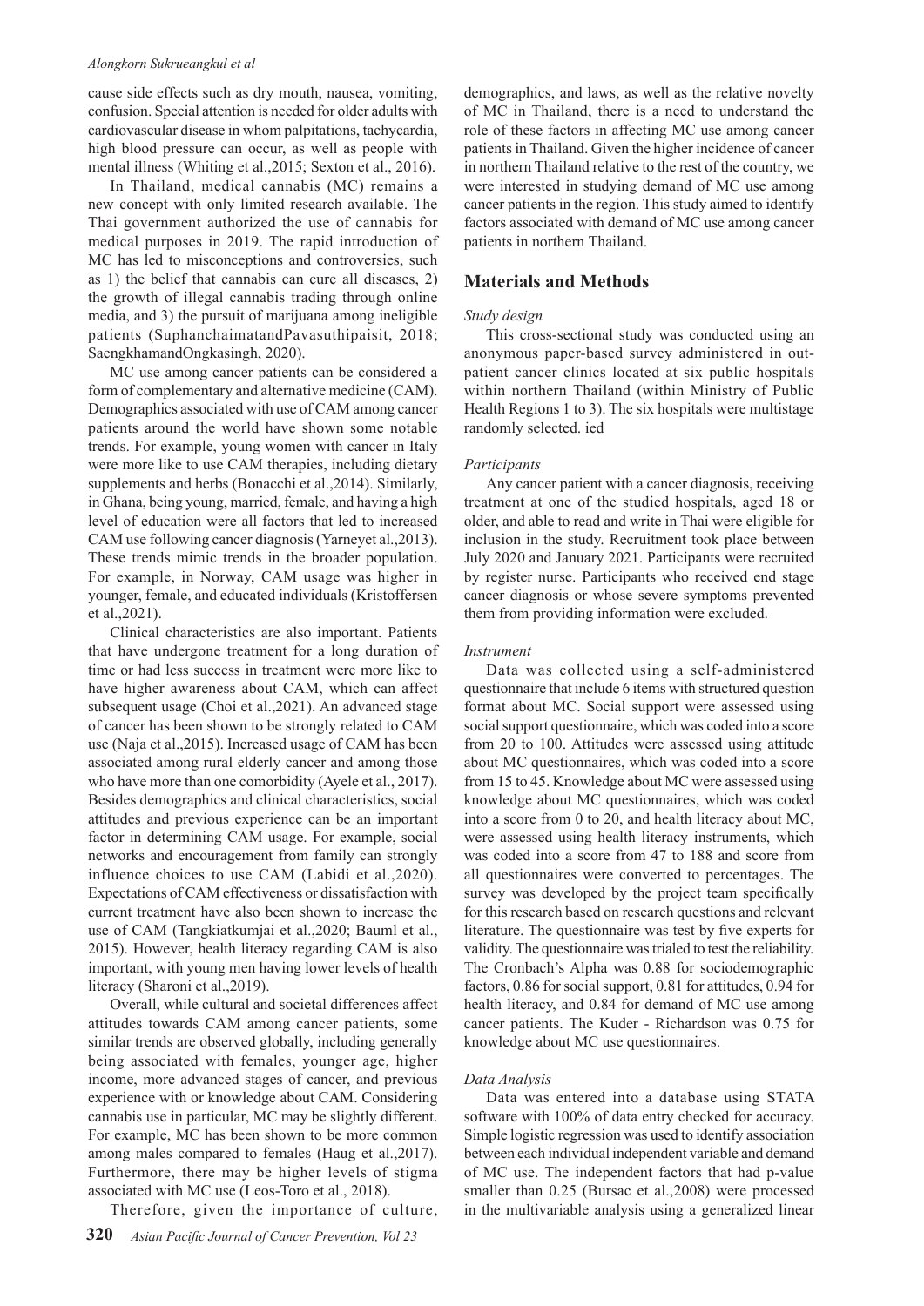cause side effects such as dry mouth, nausea, vomiting, confusion. Special attention is needed for older adults with cardiovascular disease in whom palpitations, tachycardia, high blood pressure can occur, as well as people with mental illness (Whiting et al.,2015; Sexton et al., 2016).

In Thailand, medical cannabis (MC) remains a new concept with only limited research available. The Thai government authorized the use of cannabis for medical purposes in 2019. The rapid introduction of MC has led to misconceptions and controversies, such as 1) the belief that cannabis can cure all diseases, 2) the growth of illegal cannabis trading through online media, and 3) the pursuit of marijuana among ineligible patients (SuphanchaimatandPavasuthipaisit, 2018; SaengkhamandOngkasingh, 2020).

MC use among cancer patients can be considered a form of complementary and alternative medicine (CAM). Demographics associated with use of CAM among cancer patients around the world have shown some notable trends. For example, young women with cancer in Italy were more like to use CAM therapies, including dietary supplements and herbs (Bonacchi et al.,2014). Similarly, in Ghana, being young, married, female, and having a high level of education were all factors that led to increased CAM use following cancer diagnosis (Yarneyet al.,2013). These trends mimic trends in the broader population. For example, in Norway, CAM usage was higher in younger, female, and educated individuals (Kristoffersen et al.,2021).

Clinical characteristics are also important. Patients that have undergone treatment for a long duration of time or had less success in treatment were more like to have higher awareness about CAM, which can affect subsequent usage (Choi et al.,2021). An advanced stage of cancer has been shown to be strongly related to CAM use (Naja et al.,2015). Increased usage of CAM has been associated among rural elderly cancer and among those who have more than one comorbidity (Ayele et al., 2017). Besides demographics and clinical characteristics, social attitudes and previous experience can be an important factor in determining CAM usage. For example, social networks and encouragement from family can strongly influence choices to use CAM (Labidi et al.,2020). Expectations of CAM effectiveness or dissatisfaction with current treatment have also been shown to increase the use of CAM (Tangkiatkumjai et al.,2020; Bauml et al., 2015). However, health literacy regarding CAM is also important, with young men having lower levels of health literacy (Sharoni et al.,2019).

Overall, while cultural and societal differences affect attitudes towards CAM among cancer patients, some similar trends are observed globally, including generally being associated with females, younger age, higher income, more advanced stages of cancer, and previous experience with or knowledge about CAM. Considering cannabis use in particular, MC may be slightly different. For example, MC has been shown to be more common among males compared to females (Haug et al.,2017). Furthermore, there may be higher levels of stigma associated with MC use (Leos-Toro et al., 2018).

Therefore, given the importance of culture, demographics, and laws, as well as the relative novelty of MC in Thailand, there is a need to understand the role of these factors in affecting MC use among cancer patients in Thailand. Given the higher incidence of cancer in northern Thailand relative to the rest of the country, we were interested in studying demand of MC use among cancer patients in the region. This study aimed to identify factors associated with demand of MC use among cancer patients in northern Thailand.

## Materials and Methods

### *Study design*

This cross-sectional study was conducted using an anonymous paper-based survey administered in out-patient cancer clinics located at six public hospitals within northern Thailand (within Ministry of Public Health Regions 1 to 3). The six hospitals were multistage randomly selected. ied

### *Participants*

Any cancer patient with a cancer diagnosis, receiving treatment at one of the studied hospitals, aged 18 or older, and able to read and write in Thai were eligible for inclusion in the study. Recruitment took place between July 2020 and January 2021. Participants were recruited by register nurse. Participants who received end stage cancer diagnosis or whose severe symptoms prevented them from providing information were excluded.

### *Instrument*

Data was collected using a self-administered questionnaire that include 6 items with structured question format about MC. Social support were assessed using social support questionnaire, which was coded into a score from 20 to 100. Attitudes were assessed using attitude about MC questionnaires, which was coded into a score from 15 to 45. Knowledge about MC were assessed using knowledge about MC questionnaires, which was coded into a score from 0 to 20, and health literacy about MC, were assessed using health literacy instruments, which was coded into a score from 47 to 188 and score from all questionnaires were converted to percentages. The survey was developed by the project team specifically for this research based on research questions and relevant literature. The questionnaire was test by five experts for validity. The questionnaire was trialed to test the reliability. The Cronbach's Alpha was 0.88 for sociodemographic factors, 0.86 for social support, 0.81 for attitudes, 0.94 for health literacy, and 0.84 for demand of MC use among cancer patients. The Kuder - Richardson was 0.75 for knowledge about MC use questionnaires.

### *Data Analysis*

Data was entered into a database using STATA software with 100% of data entry checked for accuracy. Simple logistic regression was used to identify association between each individual independent variable and demand of MC use. The independent factors that had p-value smaller than 0.25 (Bursac et al.,2008) were processed in the multivariable analysis using a generalized linear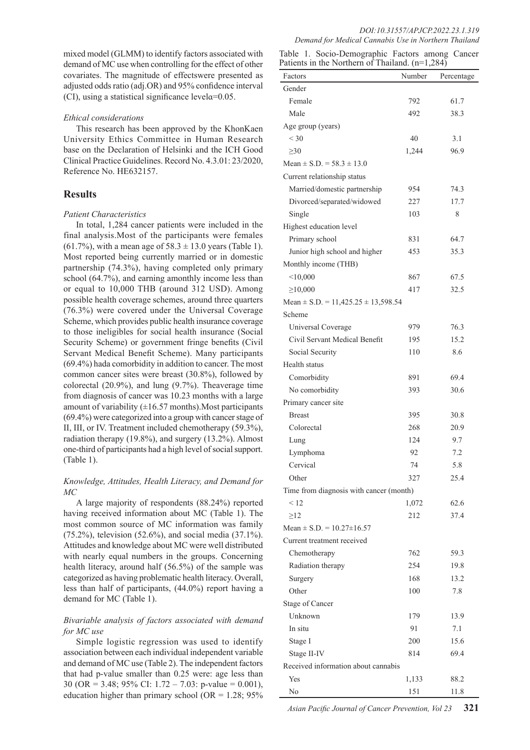mixed model (GLMM) to identify factors associated with demand of MC use when controlling for the effect of other covariates. The magnitude of effectswere presented as adjusted odds ratio (adj.OR) and 95% confidence interval (CI), using a statistical significance levelα=0.05.

*Ethical considerations*

This research has been approved by the KhonKaen University Ethics Committee in Human Research base on the Declaration of Helsinki and the ICH Good Clinical Practice Guidelines. Record No. 4.3.01: 23/2020, Reference No. HE632157.

## Results

*Patient Characteristics*

In total, 1,284 cancer patients were included in the final analysis.Most of the participants were females (61.7%), with a mean age of 58.3 ± 13.0 years (Table 1). Most reported being currently married or in domestic partnership (74.3%), having completed only primary school (64.7%), and earning amonthly income less than or equal to 10,000 THB (around 312 USD). Among possible health coverage schemes, around three quarters (76.3%) were covered under the Universal Coverage Scheme, which provides public health insurance coverage to those ineligibles for social health insurance (Social Security Scheme) or government fringe benefits (Civil Servant Medical Benefit Scheme). Many participants (69.4%) hada comorbidity in addition to cancer. The most common cancer sites were breast (30.8%), followed by colorectal (20.9%), and lung (9.7%). Theaverage time from diagnosis of cancer was 10.23 months with a large amount of variability (±16.57 months).Most participants (69.4%) were categorized into a group with cancer stage of II, III, or IV. Treatment included chemotherapy (59.3%), radiation therapy (19.8%), and surgery (13.2%). Almost one-third of participants had a high level of social support. (Table 1).

*Knowledge, Attitudes, Health Literacy, and Demand for MC*

A large majority of respondents (88.24%) reported having received information about MC (Table 1). The most common source of MC information was family (75.2%), television (52.6%), and social media (37.1%). Attitudes and knowledge about MC were well distributed with nearly equal numbers in the groups. Concerning health literacy, around half (56.5%) of the sample was categorized as having problematic health literacy. Overall, less than half of participants, (44.0%) report having a demand for MC (Table 1).

*Bivariable analysis of factors associated with demand for MC use*

Simple logistic regression was used to identify association between each individual independent variable and demand of MC use (Table 2). The independent factors that had p-value smaller than 0.25 were: age less than 30 (OR = 3.48; 95% CI: 1.72 – 7.03: p-value = 0.001), education higher than primary school (OR = 1.28; 95%

Table 1. Socio-Demographic Factors among Cancer Patients in the Northern of Thailand. (n=1,284)

| Factors | Number | Percentage |
|---|---|---|
| Gender | | |
| Female | 792 | 61.7 |
| Male | 492 | 38.3 |
| Age group (years) | | |
| < 30 | 40 | 3.1 |
| ≥30 | 1,244 | 96.9 |
| Mean ± S.D. = 58.3 ± 13.0 | | |
| Current relationship status | | |
| Married/domestic partnership | 954 | 74.3 |
| Divorced/separated/widowed | 227 | 17.7 |
| Single | 103 | 8 |
| Highest education level | | |
| Primary school | 831 | 64.7 |
| Junior high school and higher | 453 | 35.3 |
| Monthly income (THB) | | |
| <10,000 | 867 | 67.5 |
| ≥10,000 | 417 | 32.5 |
| Mean ± S.D. = 11,425.25 ± 13,598.54 | | |
| Scheme | | |
| Universal Coverage | 979 | 76.3 |
| Civil Servant Medical Benefit | 195 | 15.2 |
| Social Security | 110 | 8.6 |
| Health status | | |
| Comorbidity | 891 | 69.4 |
| No comorbidity | 393 | 30.6 |
| Primary cancer site | | |
| Breast | 395 | 30.8 |
| Colorectal | 268 | 20.9 |
| Lung | 124 | 9.7 |
| Lymphoma | 92 | 7.2 |
| Cervical | 74 | 5.8 |
| Other | 327 | 25.4 |
| Time from diagnosis with cancer (month) | | |
| < 12 | 1,072 | 62.6 |
| ≥12 | 212 | 37.4 |
| Mean ± S.D. = 10.27±16.57 | | |
| Current treatment received | | |
| Chemotherapy | 762 | 59.3 |
| Radiation therapy | 254 | 19.8 |
| Surgery | 168 | 13.2 |
| Other | 100 | 7.8 |
| Stage of Cancer | | |
| Unknown | 179 | 13.9 |
| In situ | 91 | 7.1 |
| Stage I | 200 | 15.6 |
| Stage II-IV | 814 | 69.4 |
| Received information about cannabis | | |
| Yes | 1,133 | 88.2 |
| No | 151 | 11.8 |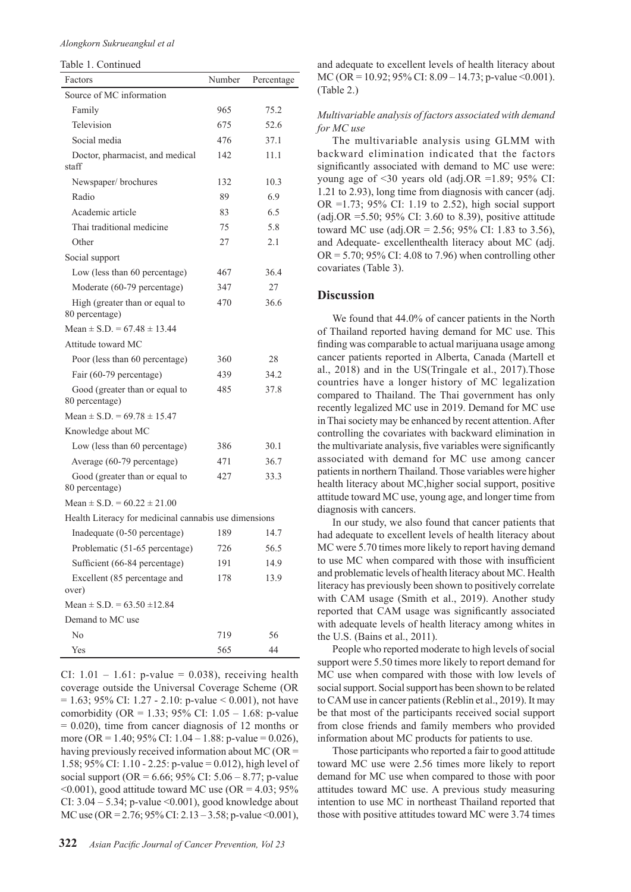Table 1. Continued

| Factors | Number | Percentage |
|---|---|---|
| Source of MC information | | |
| Family | 965 | 75.2 |
| Television | 675 | 52.6 |
| Social media | 476 | 37.1 |
| Doctor, pharmacist, and medical staff | 142 | 11.1 |
| Newspaper/ brochures | 132 | 10.3 |
| Radio | 89 | 6.9 |
| Academic article | 83 | 6.5 |
| Thai traditional medicine | 75 | 5.8 |
| Other | 27 | 2.1 |
| Social support | | |
| Low (less than 60 percentage) | 467 | 36.4 |
| Moderate (60-79 percentage) | 347 | 27 |
| High (greater than or equal to 80 percentage) | 470 | 36.6 |
| Mean ± S.D. = 67.48 ± 13.44 | | |
| Attitude toward MC | | |
| Poor (less than 60 percentage) | 360 | 28 |
| Fair (60-79 percentage) | 439 | 34.2 |
| Good (greater than or equal to 80 percentage) | 485 | 37.8 |
| Mean ± S.D. = 69.78 ± 15.47 | | |
| Knowledge about MC | | |
| Low (less than 60 percentage) | 386 | 30.1 |
| Average (60-79 percentage) | 471 | 36.7 |
| Good (greater than or equal to 80 percentage) | 427 | 33.3 |
| Mean ± S.D. = 60.22 ± 21.00 | | |
| Health Literacy for medicinal cannabis use dimensions | | |
| Inadequate (0-50 percentage) | 189 | 14.7 |
| Problematic (51-65 percentage) | 726 | 56.5 |
| Sufficient (66-84 percentage) | 191 | 14.9 |
| Excellent (85 percentage and over) | 178 | 13.9 |
| Mean ± S.D. = 63.50 ±12.84 | | |
| Demand to MC use | | |
| No | 719 | 56 |
| Yes | 565 | 44 |

CI: 1.01 – 1.61: p-value = 0.038), receiving health coverage outside the Universal Coverage Scheme (OR = 1.63; 95% CI: 1.27 - 2.10: p-value < 0.001), not have comorbidity (OR = 1.33; 95% CI: 1.05 – 1.68: p-value = 0.020), time from cancer diagnosis of 12 months or more (OR = 1.40; 95% CI: 1.04 – 1.88: p-value = 0.026), having previously received information about MC (OR = 1.58; 95% CI: 1.10 - 2.25: p-value = 0.012), high level of social support (OR = 6.66; 95% CI: 5.06 – 8.77; p-value <0.001), good attitude toward MC use (OR = 4.03; 95% CI: 3.04 – 5.34; p-value <0.001), good knowledge about MC use (OR = 2.76; 95% CI: 2.13 – 3.58; p-value <0.001), and adequate to excellent levels of health literacy about MC (OR = 10.92; 95% CI: 8.09 – 14.73; p-value <0.001). (Table 2.)

*Multivariable analysis of factors associated with demand for MC use*

The multivariable analysis using GLMM with backward elimination indicated that the factors significantly associated with demand to MC use were: young age of <30 years old (adj.OR =1.89; 95% CI: 1.21 to 2.93), long time from diagnosis with cancer (adj. OR =1.73; 95% CI: 1.19 to 2.52), high social support (adj.OR =5.50; 95% CI: 3.60 to 8.39), positive attitude toward MC use (adj.OR = 2.56; 95% CI: 1.83 to 3.56), and Adequate- excellenthealth literacy about MC (adj. OR = 5.70; 95% CI: 4.08 to 7.96) when controlling other covariates (Table 3).

## Discussion

We found that 44.0% of cancer patients in the North of Thailand reported having demand for MC use. This finding was comparable to actual marijuana usage among cancer patients reported in Alberta, Canada (Martell et al., 2018) and in the US(Tringale et al., 2017).Those countries have a longer history of MC legalization compared to Thailand. The Thai government has only recently legalized MC use in 2019. Demand for MC use in Thai society may be enhanced by recent attention. After controlling the covariates with backward elimination in the multivariate analysis, five variables were significantly associated with demand for MC use among cancer patients in northern Thailand. Those variables were higher health literacy about MC,higher social support, positive attitude toward MC use, young age, and longer time from diagnosis with cancers.

In our study, we also found that cancer patients that had adequate to excellent levels of health literacy about MC were 5.70 times more likely to report having demand to use MC when compared with those with insufficient and problematic levels of health literacy about MC. Health literacy has previously been shown to positively correlate with CAM usage (Smith et al., 2019). Another study reported that CAM usage was significantly associated with adequate levels of health literacy among whites in the U.S. (Bains et al., 2011).

People who reported moderate to high levels of social support were 5.50 times more likely to report demand for MC use when compared with those with low levels of social support. Social support has been shown to be related to CAM use in cancer patients (Reblin et al., 2019). It may be that most of the participants received social support from close friends and family members who provided information about MC products for patients to use.

Those participants who reported a fair to good attitude toward MC use were 2.56 times more likely to report demand for MC use when compared to those with poor attitudes toward MC use. A previous study measuring intention to use MC in northeast Thailand reported that those with positive attitudes toward MC were 3.74 times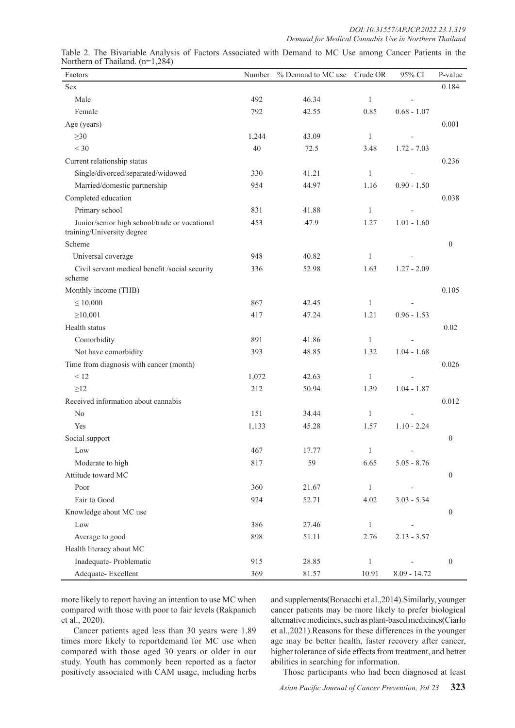Table 2. The Bivariable Analysis of Factors Associated with Demand to MC Use among Cancer Patients in the Northern of Thailand. (n=1,284)

| Factors | Number | % Demand to MC use | Crude OR | 95% CI | P-value |
|---|---|---|---|---|---|
| Sex | | | | | 0.184 |
| Male | 492 | 46.34 | 1 | - | |
| Female | 792 | 42.55 | 0.85 | 0.68 - 1.07 | |
| Age (years) | | | | | 0.001 |
| ≥30 | 1,244 | 43.09 | 1 | - | |
| < 30 | 40 | 72.5 | 3.48 | 1.72 - 7.03 | |
| Current relationship status | | | | | 0.236 |
| Single/divorced/separated/widowed | 330 | 41.21 | 1 | - | |
| Married/domestic partnership | 954 | 44.97 | 1.16 | 0.90 - 1.50 | |
| Completed education | | | | | 0.038 |
| Primary school | 831 | 41.88 | 1 | - | |
| Junior/senior high school/trade or vocational training/University degree | 453 | 47.9 | 1.27 | 1.01 - 1.60 | |
| Scheme | | | | | 0 |
| Universal coverage | 948 | 40.82 | 1 | - | |
| Civil servant medical benefit /social security scheme | 336 | 52.98 | 1.63 | 1.27 - 2.09 | |
| Monthly income (THB) | | | | | 0.105 |
| ≤ 10,000 | 867 | 42.45 | 1 | - | |
| ≥10,001 | 417 | 47.24 | 1.21 | 0.96 - 1.53 | |
| Health status | | | | | 0.02 |
| Comorbidity | 891 | 41.86 | 1 | - | |
| Not have comorbidity | 393 | 48.85 | 1.32 | 1.04 - 1.68 | |
| Time from diagnosis with cancer (month) | | | | | 0.026 |
| < 12 | 1,072 | 42.63 | 1 | - | |
| ≥12 | 212 | 50.94 | 1.39 | 1.04 - 1.87 | |
| Received information about cannabis | | | | | 0.012 |
| No | 151 | 34.44 | 1 | - | |
| Yes | 1,133 | 45.28 | 1.57 | 1.10 - 2.24 | |
| Social support | | | | | 0 |
| Low | 467 | 17.77 | 1 | - | |
| Moderate to high | 817 | 59 | 6.65 | 5.05 - 8.76 | |
| Attitude toward MC | | | | | 0 |
| Poor | 360 | 21.67 | 1 | - | |
| Fair to Good | 924 | 52.71 | 4.02 | 3.03 - 5.34 | |
| Knowledge about MC use | | | | | 0 |
| Low | 386 | 27.46 | 1 | - | |
| Average to good | 898 | 51.11 | 2.76 | 2.13 - 3.57 | |
| Health literacy about MC | | | | | |
| Inadequate- Problematic | 915 | 28.85 | 1 | - | 0 |
| Adequate- Excellent | 369 | 81.57 | 10.91 | 8.09 - 14.72 | |

more likely to report having an intention to use MC when compared with those with poor to fair levels (Rakpanich et al., 2020).

Cancer patients aged less than 30 years were 1.89 times more likely to reportdemand for MC use when compared with those aged 30 years or older in our study. Youth has commonly been reported as a factor positively associated with CAM usage, including herbs and supplements(Bonacchi et al.,2014).Similarly, younger cancer patients may be more likely to prefer biological alternative medicines, such as plant-based medicines(Ciarlo et al.,2021).Reasons for these differences in the younger age may be better health, faster recovery after cancer, higher tolerance of side effects from treatment, and better abilities in searching for information.

Those participants who had been diagnosed at least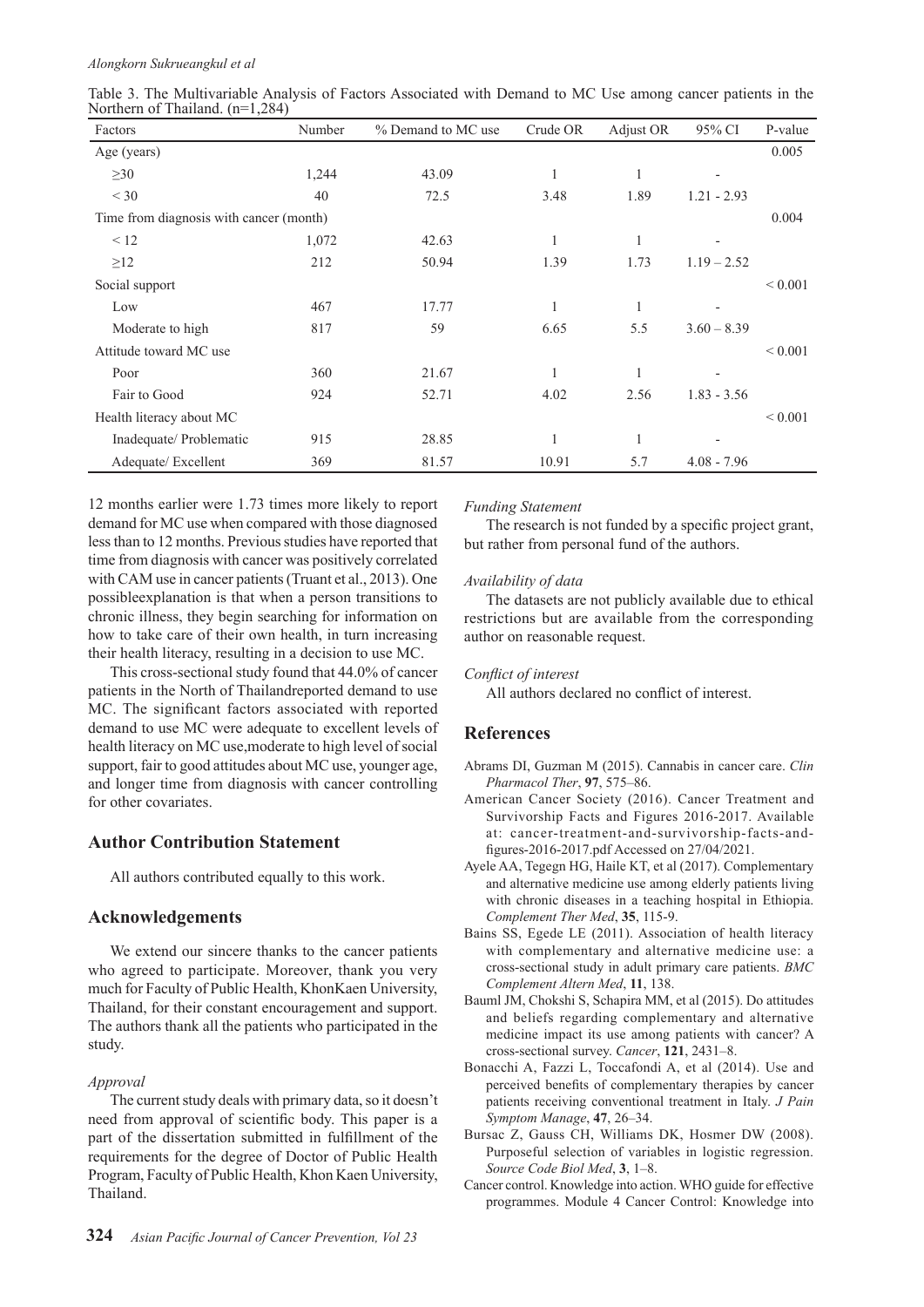Table 3. The Multivariable Analysis of Factors Associated with Demand to MC Use among cancer patients in the Northern of Thailand. (n=1,284)

| Factors | Number | % Demand to MC use | Crude OR | Adjust OR | 95% CI | P-value |
|---|---|---|---|---|---|---|
| Age (years) | | | | | | 0.005 |
| ≥30 | 1,244 | 43.09 | 1 | 1 | - | |
| < 30 | 40 | 72.5 | 3.48 | 1.89 | 1.21 - 2.93 | |
| Time from diagnosis with cancer (month) | | | | | | 0.004 |
| < 12 | 1,072 | 42.63 | 1 | 1 | - | |
| ≥12 | 212 | 50.94 | 1.39 | 1.73 | 1.19 – 2.52 | |
| Social support | | | | | | < 0.001 |
| Low | 467 | 17.77 | 1 | 1 | - | |
| Moderate to high | 817 | 59 | 6.65 | 5.5 | 3.60 – 8.39 | |
| Attitude toward MC use | | | | | | < 0.001 |
| Poor | 360 | 21.67 | 1 | 1 | - | |
| Fair to Good | 924 | 52.71 | 4.02 | 2.56 | 1.83 - 3.56 | |
| Health literacy about MC | | | | | | < 0.001 |
| Inadequate/ Problematic | 915 | 28.85 | 1 | 1 | - | |
| Adequate/ Excellent | 369 | 81.57 | 10.91 | 5.7 | 4.08 - 7.96 | |

12 months earlier were 1.73 times more likely to report demand for MC use when compared with those diagnosed less than to 12 months. Previous studies have reported that time from diagnosis with cancer was positively correlated with CAM use in cancer patients (Truant et al., 2013). One possibleexplanation is that when a person transitions to chronic illness, they begin searching for information on how to take care of their own health, in turn increasing their health literacy, resulting in a decision to use MC.

This cross-sectional study found that 44.0% of cancer patients in the North of Thailandreported demand to use MC. The significant factors associated with reported demand to use MC were adequate to excellent levels of health literacy on MC use,moderate to high level of social support, fair to good attitudes about MC use, younger age, and longer time from diagnosis with cancer controlling for other covariates.

## Author Contribution Statement

All authors contributed equally to this work.

## Acknowledgements

We extend our sincere thanks to the cancer patients who agreed to participate. Moreover, thank you very much for Faculty of Public Health, KhonKaen University, Thailand, for their constant encouragement and support. The authors thank all the patients who participated in the study.

*Approval*

The current study deals with primary data, so it doesn't need from approval of scientific body. This paper is a part of the dissertation submitted in fulfillment of the requirements for the degree of Doctor of Public Health Program, Faculty of Public Health, Khon Kaen University, Thailand.

*Funding Statement*

The research is not funded by a specific project grant, but rather from personal fund of the authors.

*Availability of data*

The datasets are not publicly available due to ethical restrictions but are available from the corresponding author on reasonable request.

*Conflict of interest*

All authors declared no conflict of interest.

## References

Abrams DI, Guzman M (2015). Cannabis in cancer care. *Clin Pharmacol Ther*, **97**, 575–86.

American Cancer Society (2016). Cancer Treatment and Survivorship Facts and Figures 2016-2017. Available at: cancer-treatment-and-survivorship-facts-and-figures-2016-2017.pdf Accessed on 27/04/2021.

Ayele AA, Tegegn HG, Haile KT, et al (2017). Complementary and alternative medicine use among elderly patients living with chronic diseases in a teaching hospital in Ethiopia. *Complement Ther Med*, **35**, 115-9.

Bains SS, Egede LE (2011). Association of health literacy with complementary and alternative medicine use: a cross-sectional study in adult primary care patients. *BMC Complement Altern Med*, **11**, 138.

Bauml JM, Chokshi S, Schapira MM, et al (2015). Do attitudes and beliefs regarding complementary and alternative medicine impact its use among patients with cancer? A cross-sectional survey. *Cancer*, **121**, 2431–8.

Bonacchi A, Fazzi L, Toccafondi A, et al (2014). Use and perceived benefits of complementary therapies by cancer patients receiving conventional treatment in Italy. *J Pain Symptom Manage*, **47**, 26–34.

Bursac Z, Gauss CH, Williams DK, Hosmer DW (2008). Purposeful selection of variables in logistic regression. *Source Code Biol Med*, **3**, 1–8.

Cancer control. Knowledge into action. WHO guide for effective programmes. Module 4 Cancer Control: Knowledge into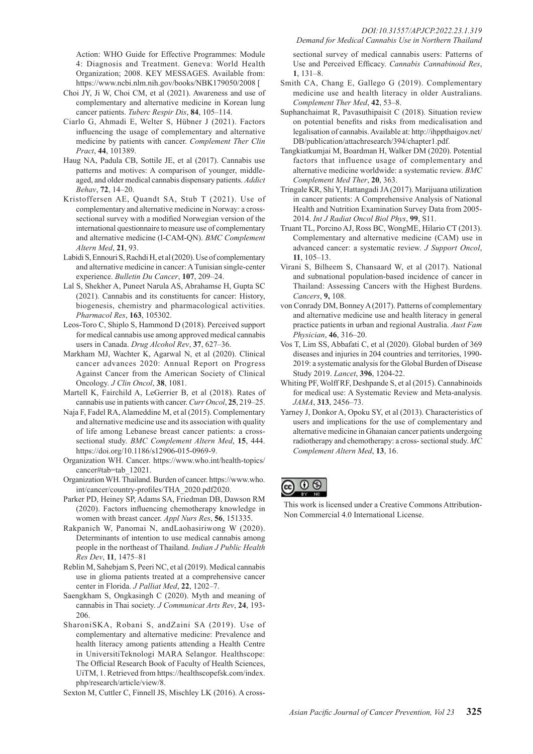Action: WHO Guide for Effective Programmes: Module 4: Diagnosis and Treatment. Geneva: World Health Organization; 2008. KEY MESSAGES. Available from: https://www.ncbi.nlm.nih.gov/books/NBK179050/2008 [

Choi JY, Ji W, Choi CM, et al (2021). Awareness and use of complementary and alternative medicine in Korean lung cancer patients. *Tuberc Respir Dis*, **84**, 105–114.

Ciarlo G, Ahmadi E, Welter S, Hübner J (2021). Factors influencing the usage of complementary and alternative medicine by patients with cancer. *Complement Ther Clin Pract*, **44**, 101389.

Haug NA, Padula CB, Sottile JE, et al (2017). Cannabis use patterns and motives: A comparison of younger, middle-aged, and older medical cannabis dispensary patients. *Addict Behav*, **72**, 14–20.

Kristoffersen AE, Quandt SA, Stub T (2021). Use of complementary and alternative medicine in Norway: a cross-sectional survey with a modified Norwegian version of the international questionnaire to measure use of complementary and alternative medicine (I-CAM-QN). *BMC Complement Altern Med*, **21**, 93.

Labidi S, Ennouri S, Rachdi H, et al (2020). Use of complementary and alternative medicine in cancer: A Tunisian single-center experience. *Bulletin Du Cancer*, **107**, 209–24.

Lal S, Shekher A, Puneet Narula AS, Abrahamse H, Gupta SC (2021). Cannabis and its constituents for cancer: History, biogenesis, chemistry and pharmacological activities. *Pharmacol Res*, **163**, 105302.

Leos-Toro C, Shiplo S, Hammond D (2018). Perceived support for medical cannabis use among approved medical cannabis users in Canada. *Drug Alcohol Rev*, **37**, 627–36.

Markham MJ, Wachter K, Agarwal N, et al (2020). Clinical cancer advances 2020: Annual Report on Progress Against Cancer from the American Society of Clinical Oncology. *J Clin Oncol*, **38**, 1081.

Martell K, Fairchild A, LeGerrier B, et al (2018). Rates of cannabis use in patients with cancer. *Curr Oncol*, **25**, 219–25.

Naja F, Fadel RA, Alameddine M, et al (2015). Complementary and alternative medicine use and its association with quality of life among Lebanese breast cancer patients: a cross-sectional study. *BMC Complement Altern Med*, **15**, 444. https://doi.org/10.1186/s12906-015-0969-9.

Organization WH. Cancer. https://www.who.int/health-topics/cancer#tab=tab_12021.

Organization WH. Thailand. Burden of cancer. https://www.who.int/cancer/country-profiles/THA_2020.pdf2020.

Parker PD, Heiney SP, Adams SA, Friedman DB, Dawson RM (2020). Factors influencing chemotherapy knowledge in women with breast cancer. *Appl Nurs Res*, **56**, 151335.

Rakpanich W, Panomai N, andLaohasiriwong W (2020). Determinants of intention to use medical cannabis among people in the northeast of Thailand. *Indian J Public Health Res Dev*, **11**, 1475–81

Reblin M, Sahebjam S, Peeri NC, et al (2019). Medical cannabis use in glioma patients treated at a comprehensive cancer center in Florida. *J Palliat Med*, **22**, 1202–7.

Saengkham S, Ongkasingh C (2020). Myth and meaning of cannabis in Thai society. *J Communicat Arts Rev*, **24**, 193-206.

SharoniSKA, Robani S, andZaini SA (2019). Use of complementary and alternative medicine: Prevalence and health literacy among patients attending a Health Centre in UniversitiTeknologi MARA Selangor. Healthscope: The Official Research Book of Faculty of Health Sciences, UiTM, 1. Retrieved from https://healthscopefsk.com/index.php/research/article/view/8.

Sexton M, Cuttler C, Finnell JS, Mischley LK (2016). A cross-sectional survey of medical cannabis users: Patterns of Use and Perceived Efficacy. *Cannabis Cannabinoid Res*, **1**, 131–8.

Smith CA, Chang E, Gallego G (2019). Complementary medicine use and health literacy in older Australians. *Complement Ther Med*, **42**, 53–8.

Suphanchaimat R, Pavasuthipaisit C (2018). Situation review on potential benefits and risks from medicalisation and legalisation of cannabis. Available at: http://ihppthaigov.net/DB/publication/attachresearch/394/chapter1.pdf.

Tangkiatkumjai M, Boardman H, Walker DM (2020). Potential factors that influence usage of complementary and alternative medicine worldwide: a systematic review. *BMC Complement Med Ther*, **20**, 363.

Tringale KR, Shi Y, Hattangadi JA (2017). Marijuana utilization in cancer patients: A Comprehensive Analysis of National Health and Nutrition Examination Survey Data from 2005-2014. *Int J Radiat Oncol Biol Phys*, **99**, S11.

Truant TL, Porcino AJ, Ross BC, WongME, Hilario CT (2013). Complementary and alternative medicine (CAM) use in advanced cancer: a systematic review. *J Support Oncol*, **11**, 105–13.

Virani S, Bilheem S, Chansaard W, et al (2017). National and subnational population-based incidence of cancer in Thailand: Assessing Cancers with the Highest Burdens. *Cancers*, **9,** 108.

von Conrady DM, Bonney A (2017). Patterns of complementary and alternative medicine use and health literacy in general practice patients in urban and regional Australia. *Aust Fam Physician*, **46**, 316–20.

Vos T, Lim SS, Abbafati C, et al (2020). Global burden of 369 diseases and injuries in 204 countries and territories, 1990-2019: a systematic analysis for the Global Burden of Disease Study 2019. *Lancet*, **396**, 1204-22.

Whiting PF, Wolff RF, Deshpande S, et al (2015). Cannabinoids for medical use: A Systematic Review and Meta-analysis. *JAMA*, **313**, 2456–73.

Yarney J, Donkor A, Opoku SY, et al (2013). Characteristics of users and implications for the use of complementary and alternative medicine in Ghanaian cancer patients undergoing radiotherapy and chemotherapy: a cross- sectional study. *MC Complement Altern Med*, **13**, 16.

This work is licensed under a Creative Commons Attribution-Non Commercial 4.0 International License.